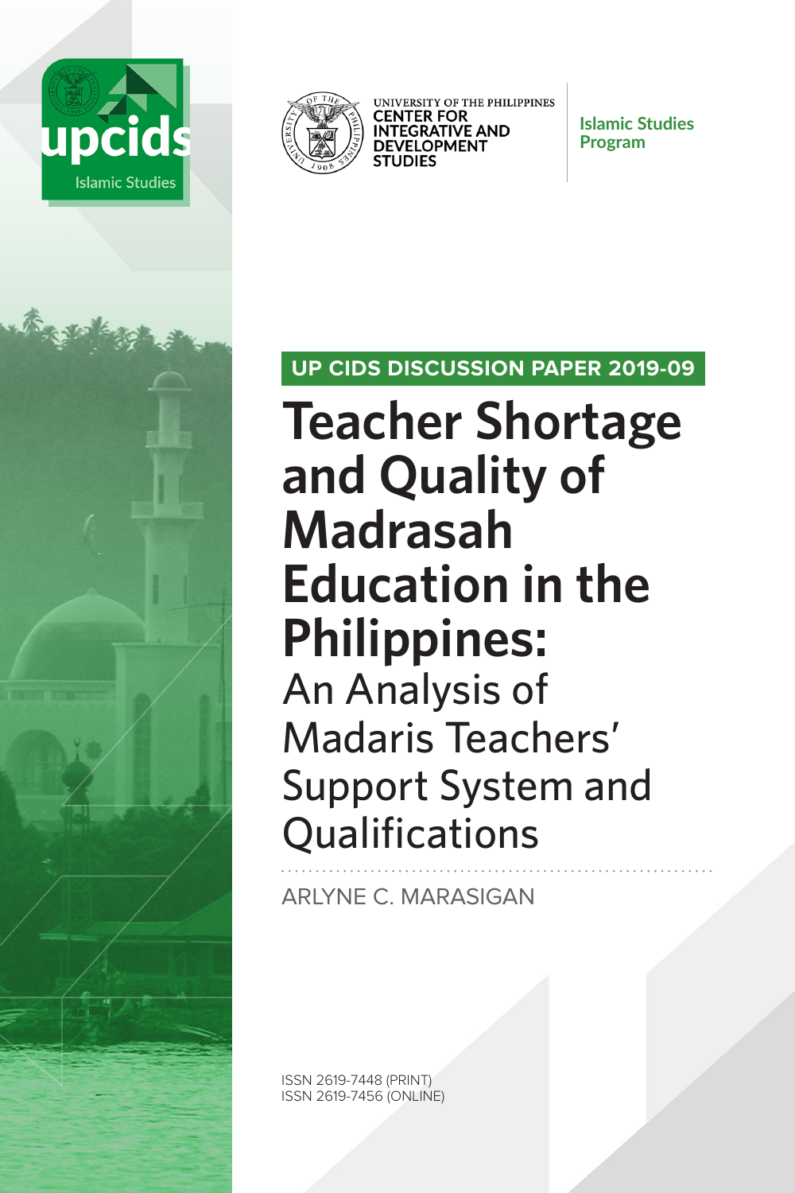upcids
Islamic Studies

UNIVERSITY OF THE PHILIPPINES
CENTER FOR INTEGRATIVE AND DEVELOPMENT STUDIES

Islamic Studies Program

UP CIDS DISCUSSION PAPER 2019-09

# Teacher Shortage and Quality of Madrasah Education in the Philippines:

## An Analysis of Madaris Teachers' Support System and Qualifications

ARLYNE C. MARASIGAN

ISSN 2619-7448 (PRINT)
ISSN 2619-7456 (ONLINE)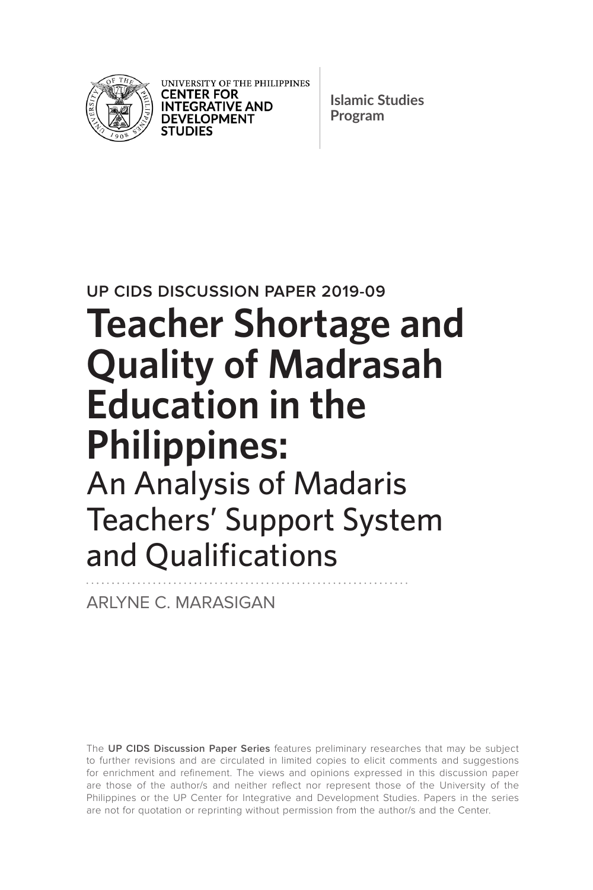UNIVERSITY OF THE PHILIPPINES
**CENTER FOR INTEGRATIVE AND DEVELOPMENT STUDIES**

**Islamic Studies Program**

UP CIDS DISCUSSION PAPER 2019-09

# Teacher Shortage and Quality of Madrasah Education in the Philippines:

## An Analysis of Madaris Teachers' Support System and Qualifications

ARLYNE C. MARASIGAN

The **UP CIDS Discussion Paper Series** features preliminary researches that may be subject to further revisions and are circulated in limited copies to elicit comments and suggestions for enrichment and refinement. The views and opinions expressed in this discussion paper are those of the author/s and neither reflect nor represent those of the University of the Philippines or the UP Center for Integrative and Development Studies. Papers in the series are not for quotation or reprinting without permission from the author/s and the Center.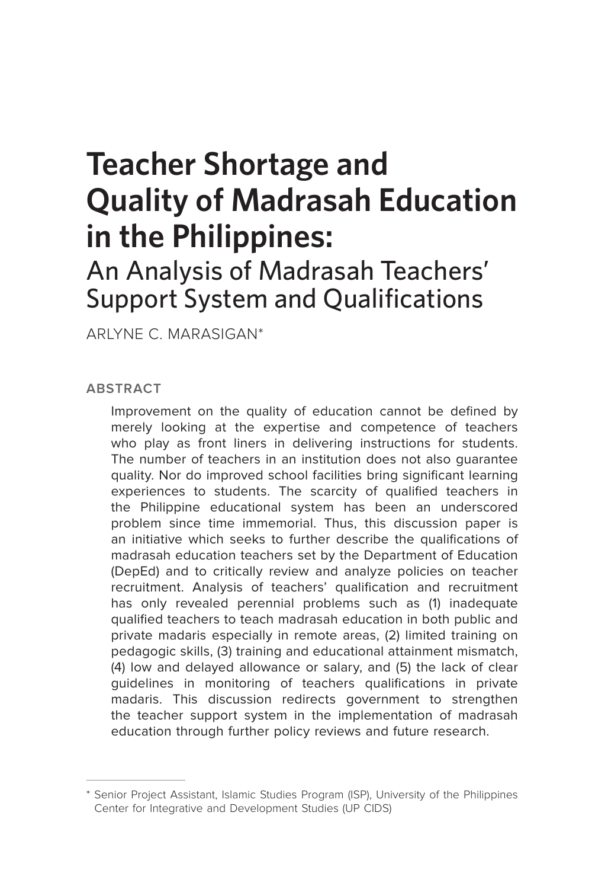# Teacher Shortage and Quality of Madrasah Education in the Philippines:

## An Analysis of Madrasah Teachers' Support System and Qualifications

ARLYNE C. MARASIGAN*

### ABSTRACT

Improvement on the quality of education cannot be defined by merely looking at the expertise and competence of teachers who play as front liners in delivering instructions for students. The number of teachers in an institution does not also guarantee quality. Nor do improved school facilities bring significant learning experiences to students. The scarcity of qualified teachers in the Philippine educational system has been an underscored problem since time immemorial. Thus, this discussion paper is an initiative which seeks to further describe the qualifications of madrasah education teachers set by the Department of Education (DepEd) and to critically review and analyze policies on teacher recruitment. Analysis of teachers' qualification and recruitment has only revealed perennial problems such as (1) inadequate qualified teachers to teach madrasah education in both public and private madaris especially in remote areas, (2) limited training on pedagogic skills, (3) training and educational attainment mismatch, (4) low and delayed allowance or salary, and (5) the lack of clear guidelines in monitoring of teachers qualifications in private madaris. This discussion redirects government to strengthen the teacher support system in the implementation of madrasah education through further policy reviews and future research.

---

* Senior Project Assistant, Islamic Studies Program (ISP), University of the Philippines Center for Integrative and Development Studies (UP CIDS)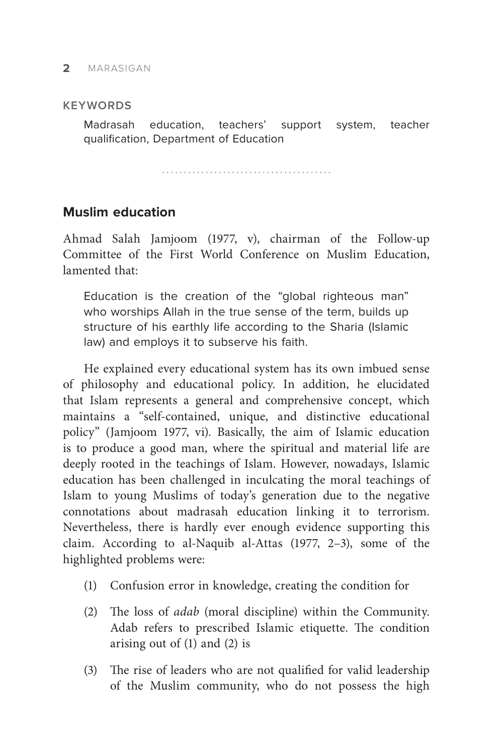**KEYWORDS**

Madrasah education, teachers' support system, teacher qualification, Department of Education

## Muslim education

Ahmad Salah Jamjoom (1977, v), chairman of the Follow-up Committee of the First World Conference on Muslim Education, lamented that:

> Education is the creation of the "global righteous man" who worships Allah in the true sense of the term, builds up structure of his earthly life according to the Sharia (Islamic law) and employs it to subserve his faith.

He explained every educational system has its own imbued sense of philosophy and educational policy. In addition, he elucidated that Islam represents a general and comprehensive concept, which maintains a "self-contained, unique, and distinctive educational policy" (Jamjoom 1977, vi). Basically, the aim of Islamic education is to produce a good man, where the spiritual and material life are deeply rooted in the teachings of Islam. However, nowadays, Islamic education has been challenged in inculcating the moral teachings of Islam to young Muslims of today's generation due to the negative connotations about madrasah education linking it to terrorism. Nevertheless, there is hardly ever enough evidence supporting this claim. According to al-Naquib al-Attas (1977, 2–3), some of the highlighted problems were:

(1) Confusion error in knowledge, creating the condition for

(2) The loss of *adab* (moral discipline) within the Community. Adab refers to prescribed Islamic etiquette. The condition arising out of (1) and (2) is

(3) The rise of leaders who are not qualified for valid leadership of the Muslim community, who do not possess the high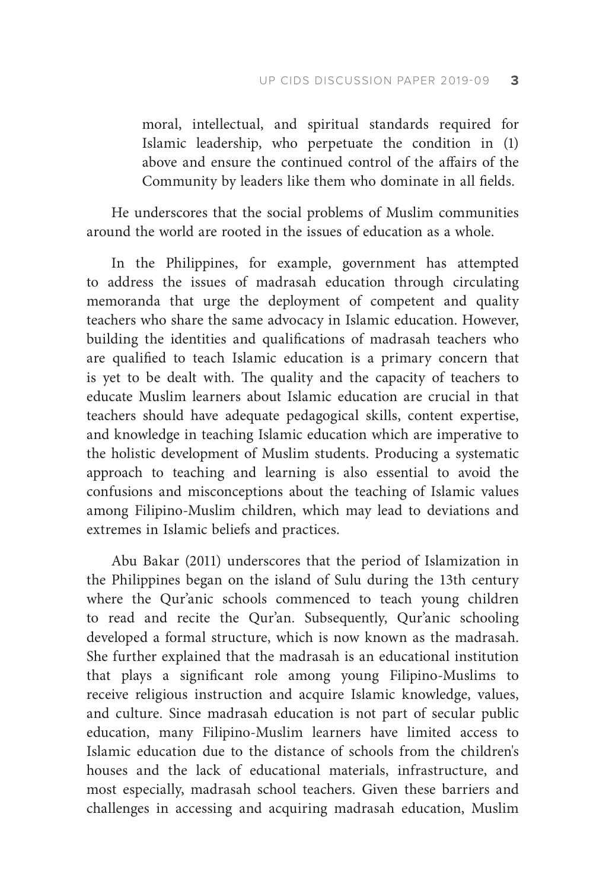> moral, intellectual, and spiritual standards required for Islamic leadership, who perpetuate the condition in (1) above and ensure the continued control of the affairs of the Community by leaders like them who dominate in all fields.

He underscores that the social problems of Muslim communities around the world are rooted in the issues of education as a whole.

In the Philippines, for example, government has attempted to address the issues of madrasah education through circulating memoranda that urge the deployment of competent and quality teachers who share the same advocacy in Islamic education. However, building the identities and qualifications of madrasah teachers who are qualified to teach Islamic education is a primary concern that is yet to be dealt with. The quality and the capacity of teachers to educate Muslim learners about Islamic education are crucial in that teachers should have adequate pedagogical skills, content expertise, and knowledge in teaching Islamic education which are imperative to the holistic development of Muslim students. Producing a systematic approach to teaching and learning is also essential to avoid the confusions and misconceptions about the teaching of Islamic values among Filipino-Muslim children, which may lead to deviations and extremes in Islamic beliefs and practices.

Abu Bakar (2011) underscores that the period of Islamization in the Philippines began on the island of Sulu during the 13th century where the Qur'anic schools commenced to teach young children to read and recite the Qur'an. Subsequently, Qur'anic schooling developed a formal structure, which is now known as the madrasah. She further explained that the madrasah is an educational institution that plays a significant role among young Filipino-Muslims to receive religious instruction and acquire Islamic knowledge, values, and culture. Since madrasah education is not part of secular public education, many Filipino-Muslim learners have limited access to Islamic education due to the distance of schools from the children's houses and the lack of educational materials, infrastructure, and most especially, madrasah school teachers. Given these barriers and challenges in accessing and acquiring madrasah education, Muslim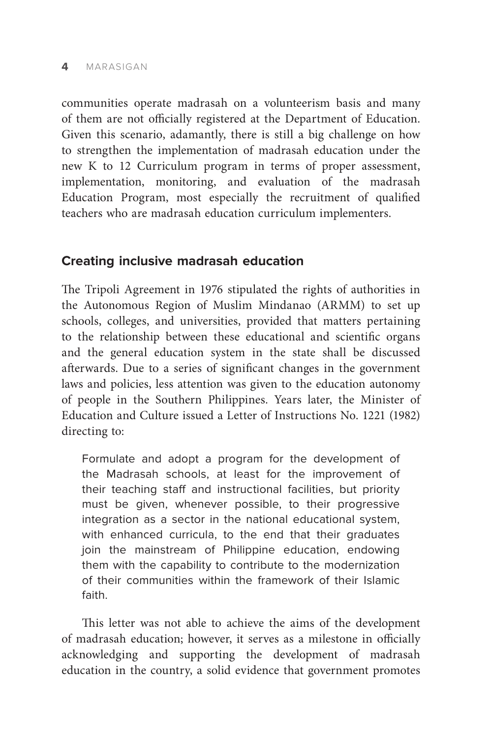communities operate madrasah on a volunteerism basis and many of them are not officially registered at the Department of Education. Given this scenario, adamantly, there is still a big challenge on how to strengthen the implementation of madrasah education under the new K to 12 Curriculum program in terms of proper assessment, implementation, monitoring, and evaluation of the madrasah Education Program, most especially the recruitment of qualified teachers who are madrasah education curriculum implementers.

## Creating inclusive madrasah education

The Tripoli Agreement in 1976 stipulated the rights of authorities in the Autonomous Region of Muslim Mindanao (ARMM) to set up schools, colleges, and universities, provided that matters pertaining to the relationship between these educational and scientific organs and the general education system in the state shall be discussed afterwards. Due to a series of significant changes in the government laws and policies, less attention was given to the education autonomy of people in the Southern Philippines. Years later, the Minister of Education and Culture issued a Letter of Instructions No. 1221 (1982) directing to:

> Formulate and adopt a program for the development of the Madrasah schools, at least for the improvement of their teaching staff and instructional facilities, but priority must be given, whenever possible, to their progressive integration as a sector in the national educational system, with enhanced curricula, to the end that their graduates join the mainstream of Philippine education, endowing them with the capability to contribute to the modernization of their communities within the framework of their Islamic faith.

This letter was not able to achieve the aims of the development of madrasah education; however, it serves as a milestone in officially acknowledging and supporting the development of madrasah education in the country, a solid evidence that government promotes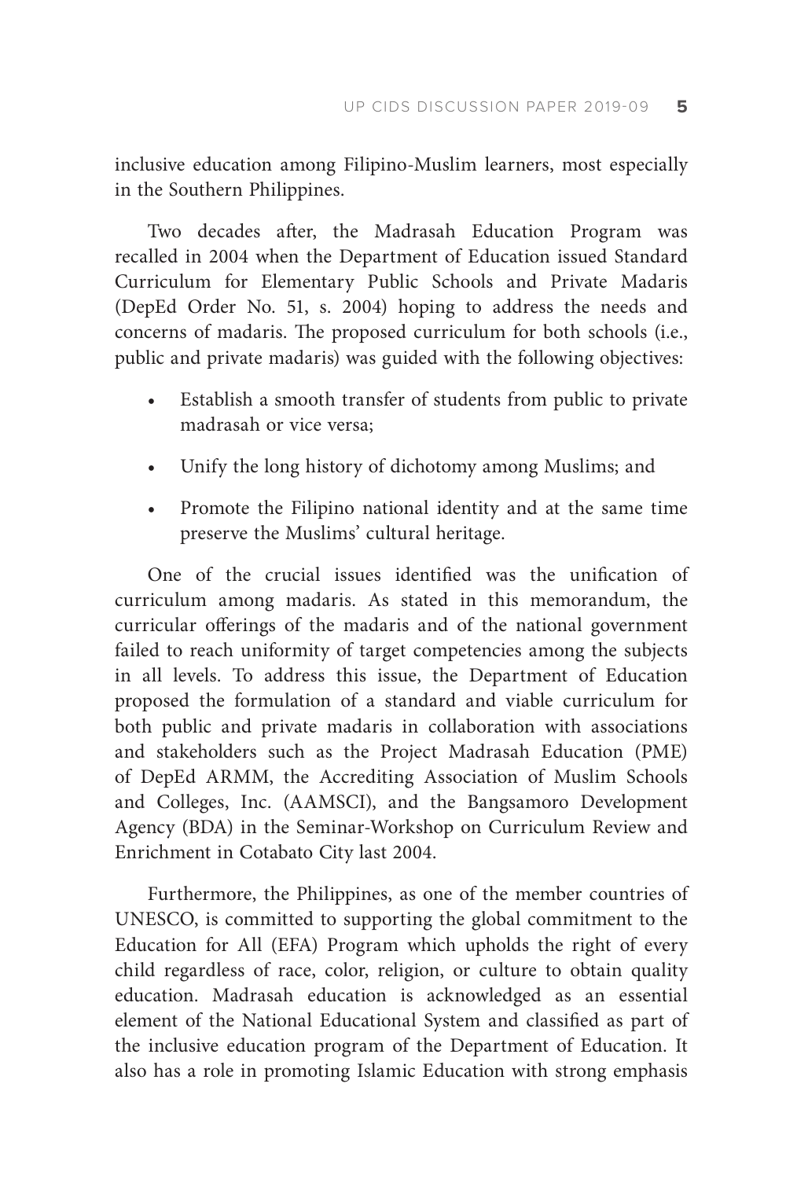inclusive education among Filipino-Muslim learners, most especially in the Southern Philippines.

Two decades after, the Madrasah Education Program was recalled in 2004 when the Department of Education issued Standard Curriculum for Elementary Public Schools and Private Madaris (DepEd Order No. 51, s. 2004) hoping to address the needs and concerns of madaris. The proposed curriculum for both schools (i.e., public and private madaris) was guided with the following objectives:

- Establish a smooth transfer of students from public to private madrasah or vice versa;
- Unify the long history of dichotomy among Muslims; and
- Promote the Filipino national identity and at the same time preserve the Muslims' cultural heritage.

One of the crucial issues identified was the unification of curriculum among madaris. As stated in this memorandum, the curricular offerings of the madaris and of the national government failed to reach uniformity of target competencies among the subjects in all levels. To address this issue, the Department of Education proposed the formulation of a standard and viable curriculum for both public and private madaris in collaboration with associations and stakeholders such as the Project Madrasah Education (PME) of DepEd ARMM, the Accrediting Association of Muslim Schools and Colleges, Inc. (AAMSCI), and the Bangsamoro Development Agency (BDA) in the Seminar-Workshop on Curriculum Review and Enrichment in Cotabato City last 2004.

Furthermore, the Philippines, as one of the member countries of UNESCO, is committed to supporting the global commitment to the Education for All (EFA) Program which upholds the right of every child regardless of race, color, religion, or culture to obtain quality education. Madrasah education is acknowledged as an essential element of the National Educational System and classified as part of the inclusive education program of the Department of Education. It also has a role in promoting Islamic Education with strong emphasis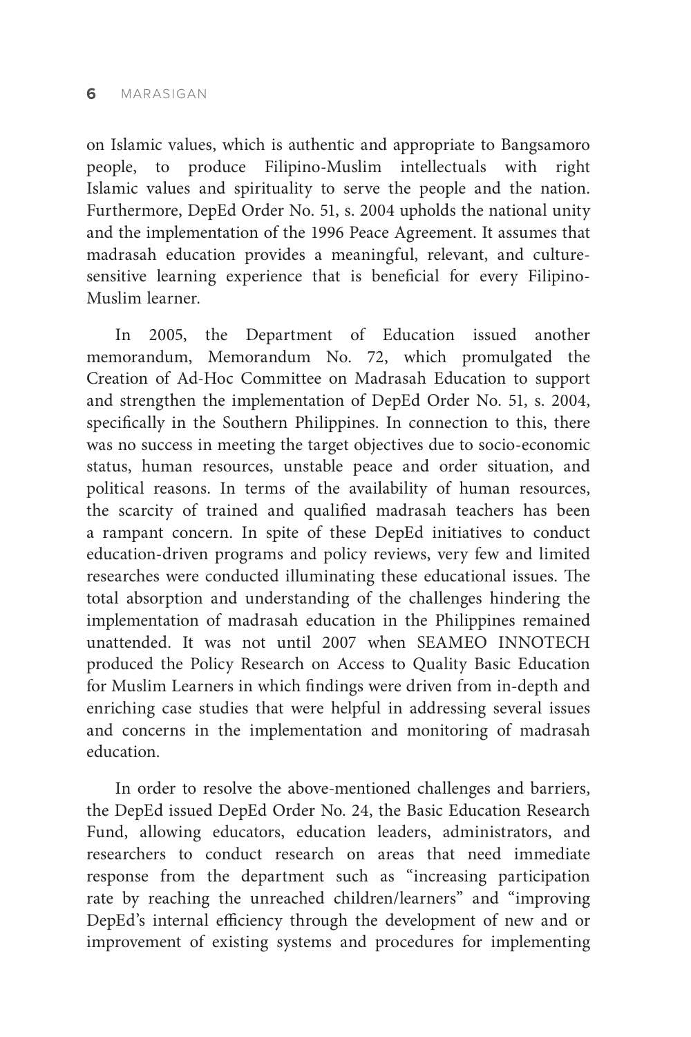on Islamic values, which is authentic and appropriate to Bangsamoro people, to produce Filipino-Muslim intellectuals with right Islamic values and spirituality to serve the people and the nation. Furthermore, DepEd Order No. 51, s. 2004 upholds the national unity and the implementation of the 1996 Peace Agreement. It assumes that madrasah education provides a meaningful, relevant, and culture-sensitive learning experience that is beneficial for every Filipino-Muslim learner.

In 2005, the Department of Education issued another memorandum, Memorandum No. 72, which promulgated the Creation of Ad-Hoc Committee on Madrasah Education to support and strengthen the implementation of DepEd Order No. 51, s. 2004, specifically in the Southern Philippines. In connection to this, there was no success in meeting the target objectives due to socio-economic status, human resources, unstable peace and order situation, and political reasons. In terms of the availability of human resources, the scarcity of trained and qualified madrasah teachers has been a rampant concern. In spite of these DepEd initiatives to conduct education-driven programs and policy reviews, very few and limited researches were conducted illuminating these educational issues. The total absorption and understanding of the challenges hindering the implementation of madrasah education in the Philippines remained unattended. It was not until 2007 when SEAMEO INNOTECH produced the Policy Research on Access to Quality Basic Education for Muslim Learners in which findings were driven from in-depth and enriching case studies that were helpful in addressing several issues and concerns in the implementation and monitoring of madrasah education.

In order to resolve the above-mentioned challenges and barriers, the DepEd issued DepEd Order No. 24, the Basic Education Research Fund, allowing educators, education leaders, administrators, and researchers to conduct research on areas that need immediate response from the department such as "increasing participation rate by reaching the unreached children/learners" and "improving DepEd's internal efficiency through the development of new and or improvement of existing systems and procedures for implementing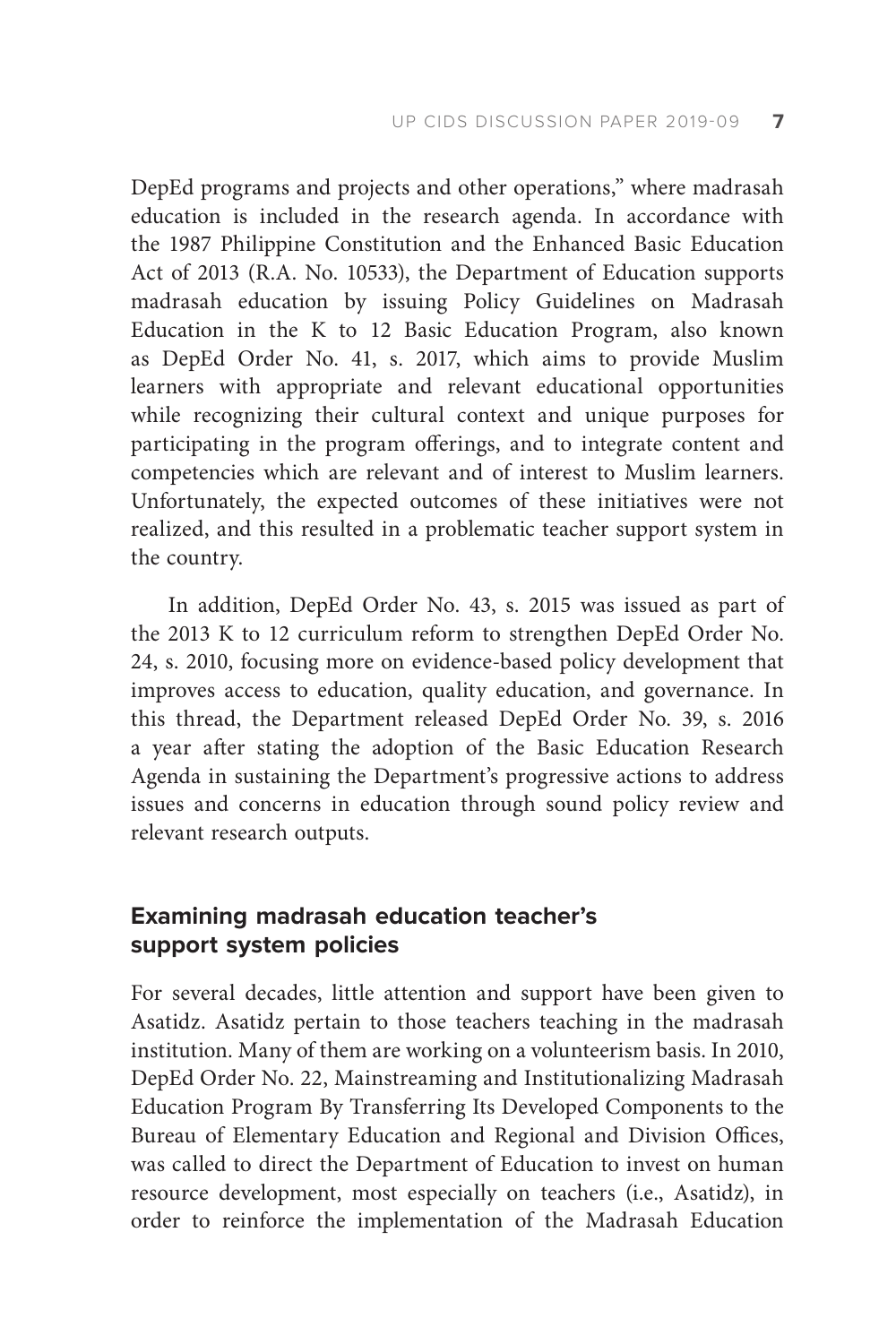DepEd programs and projects and other operations," where madrasah education is included in the research agenda. In accordance with the 1987 Philippine Constitution and the Enhanced Basic Education Act of 2013 (R.A. No. 10533), the Department of Education supports madrasah education by issuing Policy Guidelines on Madrasah Education in the K to 12 Basic Education Program, also known as DepEd Order No. 41, s. 2017, which aims to provide Muslim learners with appropriate and relevant educational opportunities while recognizing their cultural context and unique purposes for participating in the program offerings, and to integrate content and competencies which are relevant and of interest to Muslim learners. Unfortunately, the expected outcomes of these initiatives were not realized, and this resulted in a problematic teacher support system in the country.

In addition, DepEd Order No. 43, s. 2015 was issued as part of the 2013 K to 12 curriculum reform to strengthen DepEd Order No. 24, s. 2010, focusing more on evidence-based policy development that improves access to education, quality education, and governance. In this thread, the Department released DepEd Order No. 39, s. 2016 a year after stating the adoption of the Basic Education Research Agenda in sustaining the Department's progressive actions to address issues and concerns in education through sound policy review and relevant research outputs.

## Examining madrasah education teacher's support system policies

For several decades, little attention and support have been given to Asatidz. Asatidz pertain to those teachers teaching in the madrasah institution. Many of them are working on a volunteerism basis. In 2010, DepEd Order No. 22, Mainstreaming and Institutionalizing Madrasah Education Program By Transferring Its Developed Components to the Bureau of Elementary Education and Regional and Division Offices, was called to direct the Department of Education to invest on human resource development, most especially on teachers (i.e., Asatidz), in order to reinforce the implementation of the Madrasah Education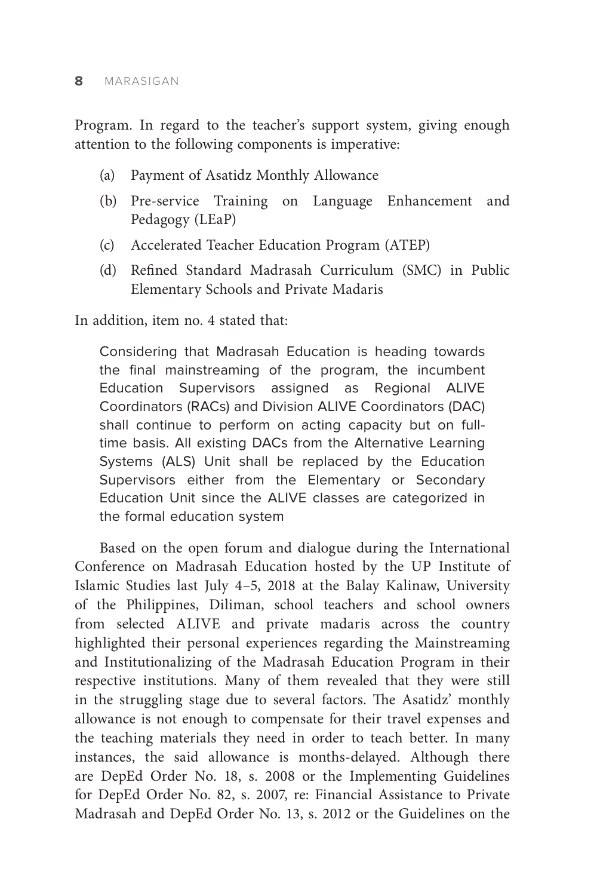Program. In regard to the teacher's support system, giving enough attention to the following components is imperative:

(a) Payment of Asatidz Monthly Allowance

(b) Pre-service Training on Language Enhancement and Pedagogy (LEaP)

(c) Accelerated Teacher Education Program (ATEP)

(d) Refined Standard Madrasah Curriculum (SMC) in Public Elementary Schools and Private Madaris

In addition, item no. 4 stated that:

> Considering that Madrasah Education is heading towards the final mainstreaming of the program, the incumbent Education Supervisors assigned as Regional ALIVE Coordinators (RACs) and Division ALIVE Coordinators (DAC) shall continue to perform on acting capacity but on full-time basis. All existing DACs from the Alternative Learning Systems (ALS) Unit shall be replaced by the Education Supervisors either from the Elementary or Secondary Education Unit since the ALIVE classes are categorized in the formal education system

Based on the open forum and dialogue during the International Conference on Madrasah Education hosted by the UP Institute of Islamic Studies last July 4–5, 2018 at the Balay Kalinaw, University of the Philippines, Diliman, school teachers and school owners from selected ALIVE and private madaris across the country highlighted their personal experiences regarding the Mainstreaming and Institutionalizing of the Madrasah Education Program in their respective institutions. Many of them revealed that they were still in the struggling stage due to several factors. The Asatidz' monthly allowance is not enough to compensate for their travel expenses and the teaching materials they need in order to teach better. In many instances, the said allowance is months-delayed. Although there are DepEd Order No. 18, s. 2008 or the Implementing Guidelines for DepEd Order No. 82, s. 2007, re: Financial Assistance to Private Madrasah and DepEd Order No. 13, s. 2012 or the Guidelines on the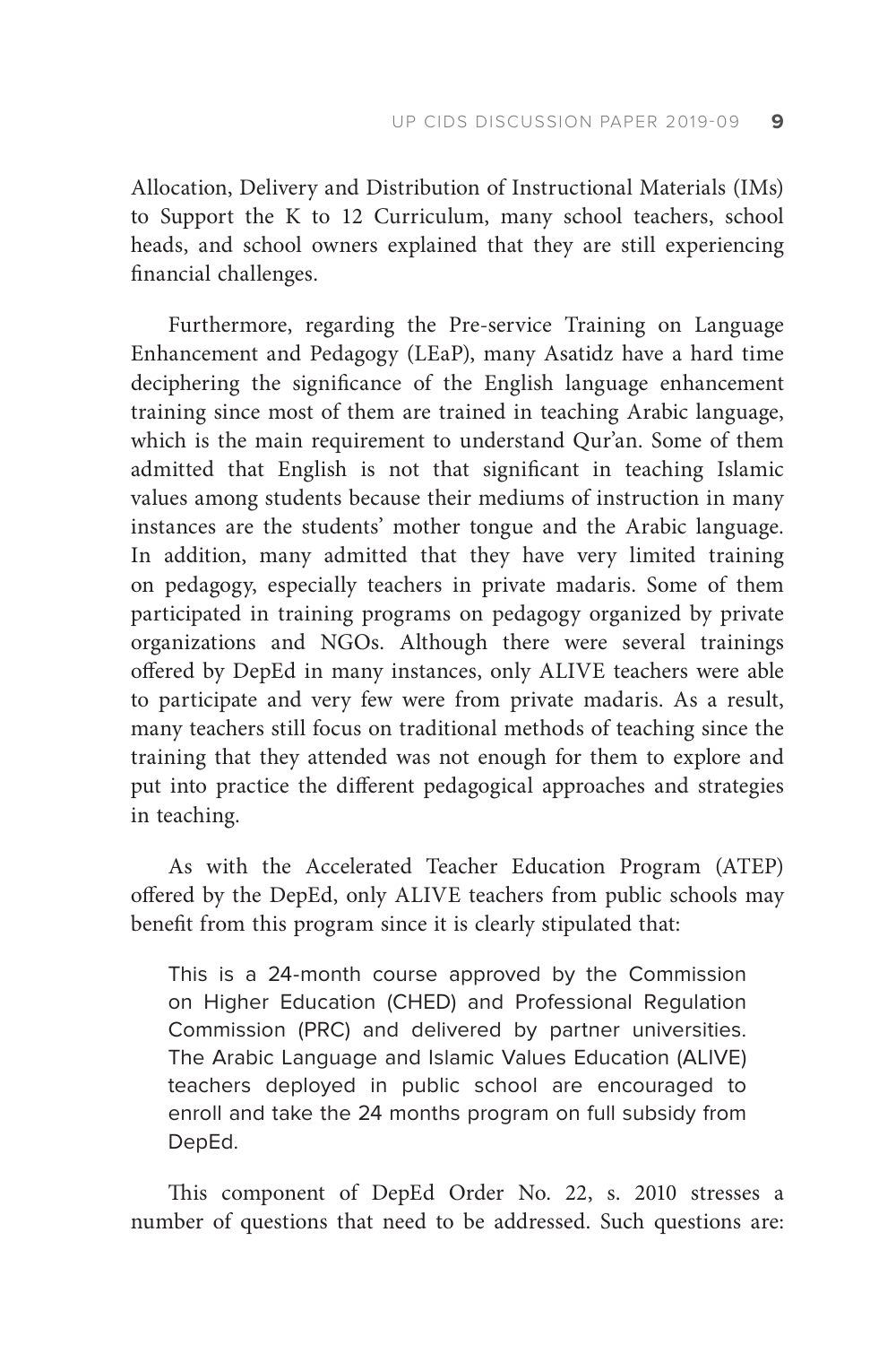Allocation, Delivery and Distribution of Instructional Materials (IMs) to Support the K to 12 Curriculum, many school teachers, school heads, and school owners explained that they are still experiencing financial challenges.

Furthermore, regarding the Pre-service Training on Language Enhancement and Pedagogy (LEaP), many Asatidz have a hard time deciphering the significance of the English language enhancement training since most of them are trained in teaching Arabic language, which is the main requirement to understand Qur'an. Some of them admitted that English is not that significant in teaching Islamic values among students because their mediums of instruction in many instances are the students' mother tongue and the Arabic language. In addition, many admitted that they have very limited training on pedagogy, especially teachers in private madaris. Some of them participated in training programs on pedagogy organized by private organizations and NGOs. Although there were several trainings offered by DepEd in many instances, only ALIVE teachers were able to participate and very few were from private madaris. As a result, many teachers still focus on traditional methods of teaching since the training that they attended was not enough for them to explore and put into practice the different pedagogical approaches and strategies in teaching.

As with the Accelerated Teacher Education Program (ATEP) offered by the DepEd, only ALIVE teachers from public schools may benefit from this program since it is clearly stipulated that:

> This is a 24-month course approved by the Commission on Higher Education (CHED) and Professional Regulation Commission (PRC) and delivered by partner universities. The Arabic Language and Islamic Values Education (ALIVE) teachers deployed in public school are encouraged to enroll and take the 24 months program on full subsidy from DepEd.

This component of DepEd Order No. 22, s. 2010 stresses a number of questions that need to be addressed. Such questions are: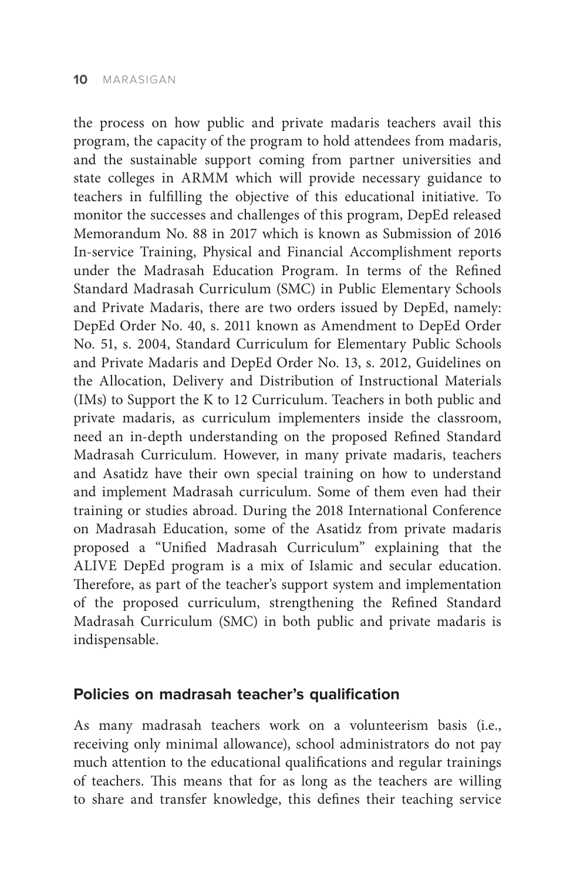the process on how public and private madaris teachers avail this program, the capacity of the program to hold attendees from madaris, and the sustainable support coming from partner universities and state colleges in ARMM which will provide necessary guidance to teachers in fulfilling the objective of this educational initiative. To monitor the successes and challenges of this program, DepEd released Memorandum No. 88 in 2017 which is known as Submission of 2016 In-service Training, Physical and Financial Accomplishment reports under the Madrasah Education Program. In terms of the Refined Standard Madrasah Curriculum (SMC) in Public Elementary Schools and Private Madaris, there are two orders issued by DepEd, namely: DepEd Order No. 40, s. 2011 known as Amendment to DepEd Order No. 51, s. 2004, Standard Curriculum for Elementary Public Schools and Private Madaris and DepEd Order No. 13, s. 2012, Guidelines on the Allocation, Delivery and Distribution of Instructional Materials (IMs) to Support the K to 12 Curriculum. Teachers in both public and private madaris, as curriculum implementers inside the classroom, need an in-depth understanding on the proposed Refined Standard Madrasah Curriculum. However, in many private madaris, teachers and Asatidz have their own special training on how to understand and implement Madrasah curriculum. Some of them even had their training or studies abroad. During the 2018 International Conference on Madrasah Education, some of the Asatidz from private madaris proposed a "Unified Madrasah Curriculum" explaining that the ALIVE DepEd program is a mix of Islamic and secular education. Therefore, as part of the teacher's support system and implementation of the proposed curriculum, strengthening the Refined Standard Madrasah Curriculum (SMC) in both public and private madaris is indispensable.

## Policies on madrasah teacher's qualification

As many madrasah teachers work on a volunteerism basis (i.e., receiving only minimal allowance), school administrators do not pay much attention to the educational qualifications and regular trainings of teachers. This means that for as long as the teachers are willing to share and transfer knowledge, this defines their teaching service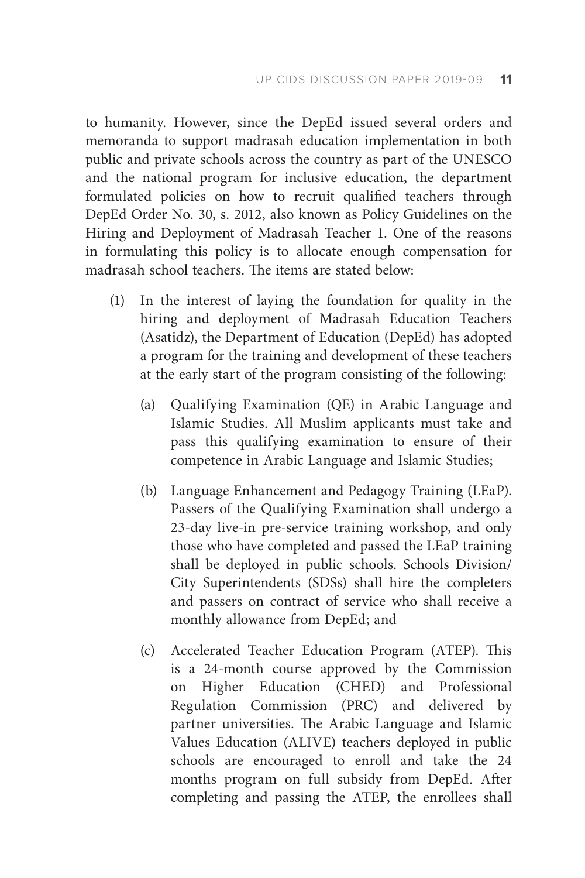to humanity. However, since the DepEd issued several orders and memoranda to support madrasah education implementation in both public and private schools across the country as part of the UNESCO and the national program for inclusive education, the department formulated policies on how to recruit qualified teachers through DepEd Order No. 30, s. 2012, also known as Policy Guidelines on the Hiring and Deployment of Madrasah Teacher 1. One of the reasons in formulating this policy is to allocate enough compensation for madrasah school teachers. The items are stated below:

(1) In the interest of laying the foundation for quality in the hiring and deployment of Madrasah Education Teachers (Asatidz), the Department of Education (DepEd) has adopted a program for the training and development of these teachers at the early start of the program consisting of the following:

   (a) Qualifying Examination (QE) in Arabic Language and Islamic Studies. All Muslim applicants must take and pass this qualifying examination to ensure of their competence in Arabic Language and Islamic Studies;

   (b) Language Enhancement and Pedagogy Training (LEaP). Passers of the Qualifying Examination shall undergo a 23-day live-in pre-service training workshop, and only those who have completed and passed the LEaP training shall be deployed in public schools. Schools Division/ City Superintendents (SDSs) shall hire the completers and passers on contract of service who shall receive a monthly allowance from DepEd; and

   (c) Accelerated Teacher Education Program (ATEP). This is a 24-month course approved by the Commission on Higher Education (CHED) and Professional Regulation Commission (PRC) and delivered by partner universities. The Arabic Language and Islamic Values Education (ALIVE) teachers deployed in public schools are encouraged to enroll and take the 24 months program on full subsidy from DepEd. After completing and passing the ATEP, the enrollees shall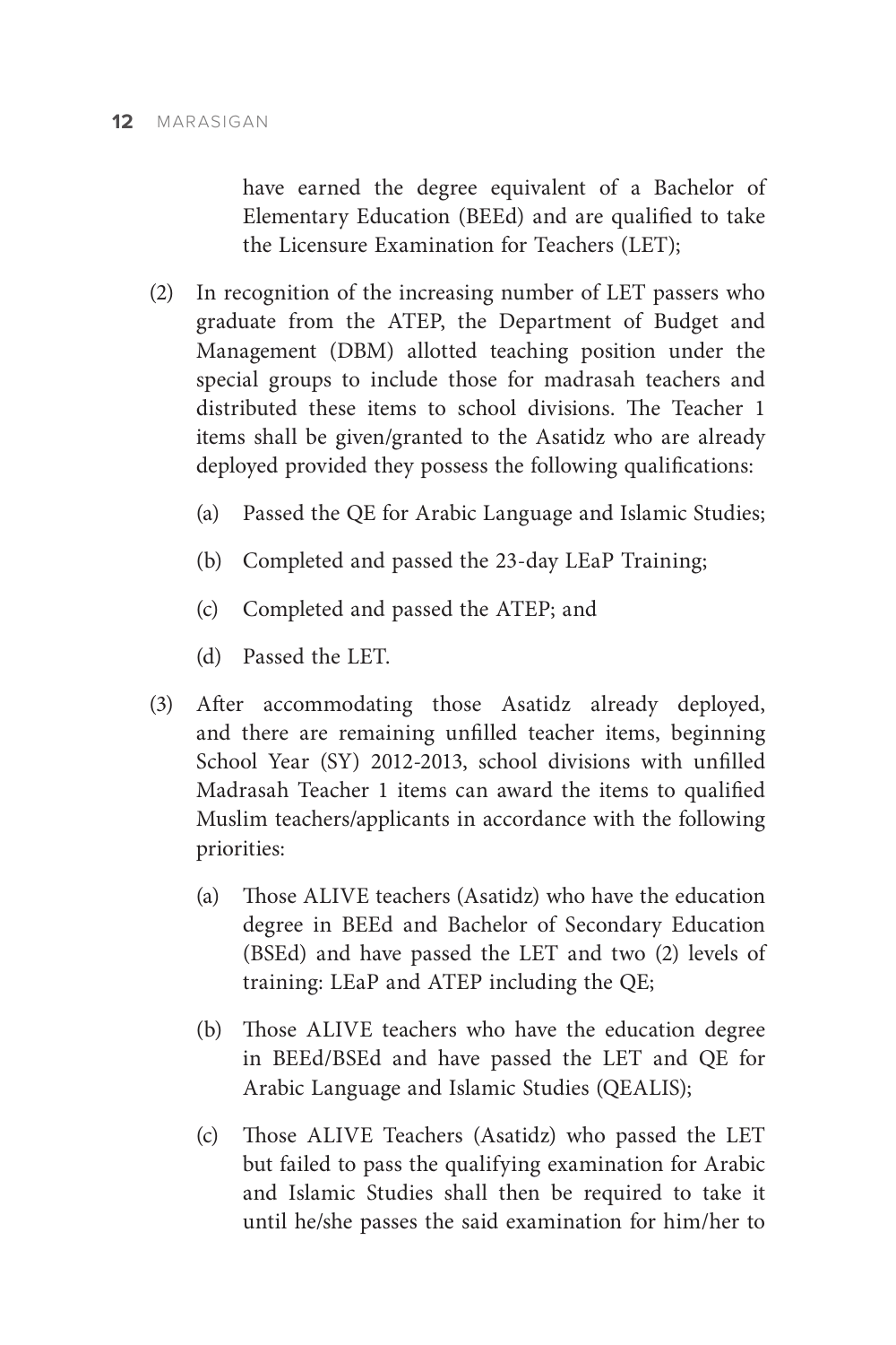have earned the degree equivalent of a Bachelor of Elementary Education (BEEd) and are qualified to take the Licensure Examination for Teachers (LET);

(2) In recognition of the increasing number of LET passers who graduate from the ATEP, the Department of Budget and Management (DBM) allotted teaching position under the special groups to include those for madrasah teachers and distributed these items to school divisions. The Teacher 1 items shall be given/granted to the Asatidz who are already deployed provided they possess the following qualifications:

   (a) Passed the QE for Arabic Language and Islamic Studies;

   (b) Completed and passed the 23-day LEaP Training;

   (c) Completed and passed the ATEP; and

   (d) Passed the LET.

(3) After accommodating those Asatidz already deployed, and there are remaining unfilled teacher items, beginning School Year (SY) 2012-2013, school divisions with unfilled Madrasah Teacher 1 items can award the items to qualified Muslim teachers/applicants in accordance with the following priorities:

   (a) Those ALIVE teachers (Asatidz) who have the education degree in BEEd and Bachelor of Secondary Education (BSEd) and have passed the LET and two (2) levels of training: LEaP and ATEP including the QE;

   (b) Those ALIVE teachers who have the education degree in BEEd/BSEd and have passed the LET and QE for Arabic Language and Islamic Studies (QEALIS);

   (c) Those ALIVE Teachers (Asatidz) who passed the LET but failed to pass the qualifying examination for Arabic and Islamic Studies shall then be required to take it until he/she passes the said examination for him/her to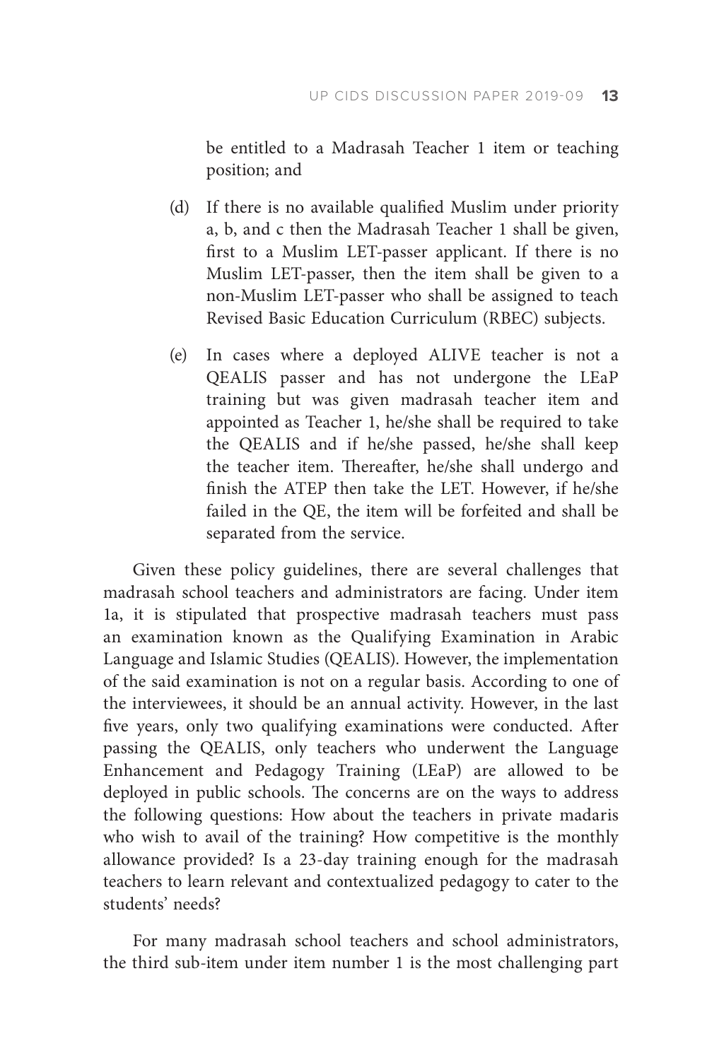be entitled to a Madrasah Teacher 1 item or teaching position; and

(d) If there is no available qualified Muslim under priority a, b, and c then the Madrasah Teacher 1 shall be given, first to a Muslim LET-passer applicant. If there is no Muslim LET-passer, then the item shall be given to a non-Muslim LET-passer who shall be assigned to teach Revised Basic Education Curriculum (RBEC) subjects.

(e) In cases where a deployed ALIVE teacher is not a QEALIS passer and has not undergone the LEaP training but was given madrasah teacher item and appointed as Teacher 1, he/she shall be required to take the QEALIS and if he/she passed, he/she shall keep the teacher item. Thereafter, he/she shall undergo and finish the ATEP then take the LET. However, if he/she failed in the QE, the item will be forfeited and shall be separated from the service.

Given these policy guidelines, there are several challenges that madrasah school teachers and administrators are facing. Under item 1a, it is stipulated that prospective madrasah teachers must pass an examination known as the Qualifying Examination in Arabic Language and Islamic Studies (QEALIS). However, the implementation of the said examination is not on a regular basis. According to one of the interviewees, it should be an annual activity. However, in the last five years, only two qualifying examinations were conducted. After passing the QEALIS, only teachers who underwent the Language Enhancement and Pedagogy Training (LEaP) are allowed to be deployed in public schools. The concerns are on the ways to address the following questions: How about the teachers in private madaris who wish to avail of the training? How competitive is the monthly allowance provided? Is a 23-day training enough for the madrasah teachers to learn relevant and contextualized pedagogy to cater to the students' needs?

For many madrasah school teachers and school administrators, the third sub-item under item number 1 is the most challenging part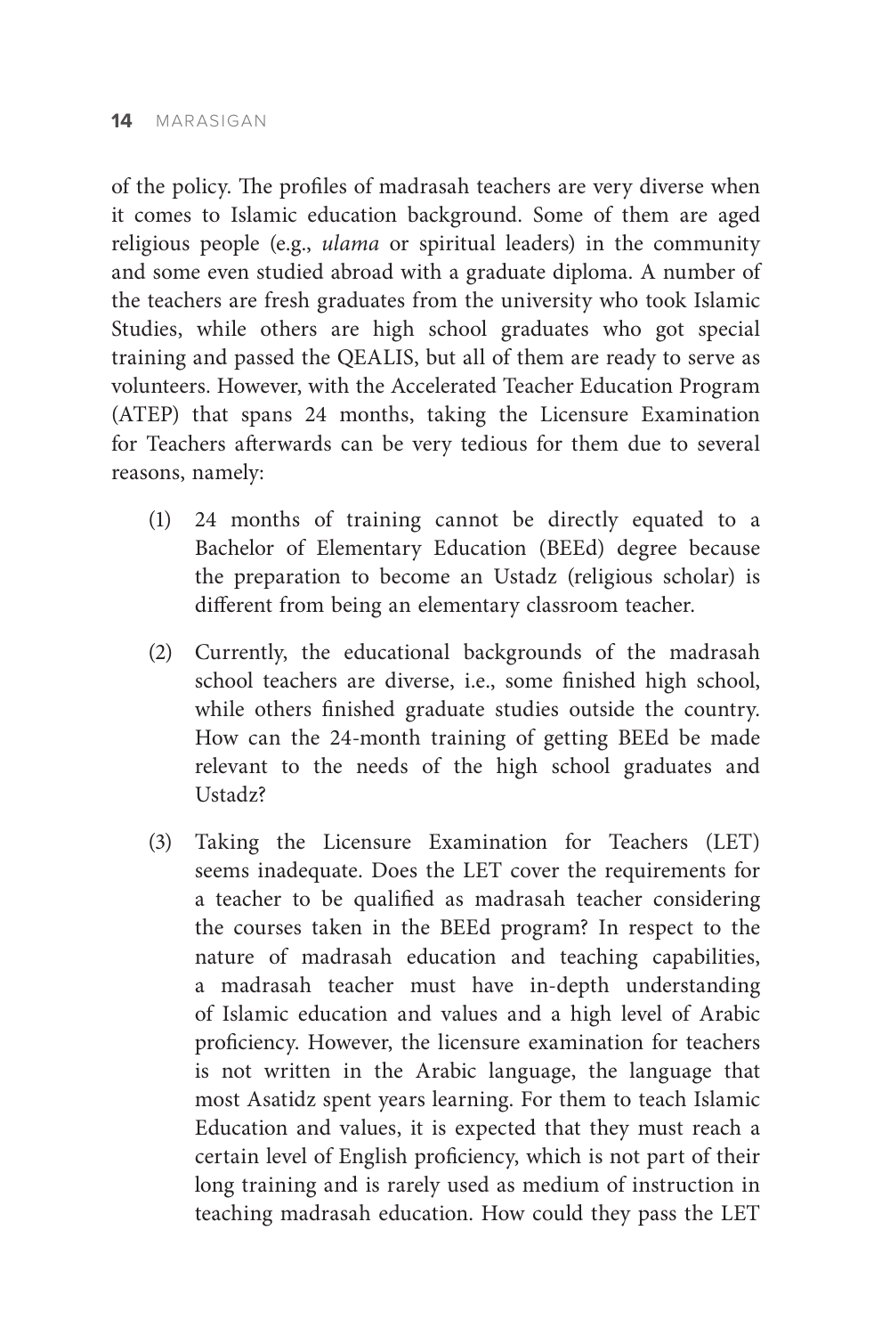of the policy. The profiles of madrasah teachers are very diverse when it comes to Islamic education background. Some of them are aged religious people (e.g., *ulama* or spiritual leaders) in the community and some even studied abroad with a graduate diploma. A number of the teachers are fresh graduates from the university who took Islamic Studies, while others are high school graduates who got special training and passed the QEALIS, but all of them are ready to serve as volunteers. However, with the Accelerated Teacher Education Program (ATEP) that spans 24 months, taking the Licensure Examination for Teachers afterwards can be very tedious for them due to several reasons, namely:

(1) 24 months of training cannot be directly equated to a Bachelor of Elementary Education (BEEd) degree because the preparation to become an Ustadz (religious scholar) is different from being an elementary classroom teacher.

(2) Currently, the educational backgrounds of the madrasah school teachers are diverse, i.e., some finished high school, while others finished graduate studies outside the country. How can the 24-month training of getting BEEd be made relevant to the needs of the high school graduates and Ustadz?

(3) Taking the Licensure Examination for Teachers (LET) seems inadequate. Does the LET cover the requirements for a teacher to be qualified as madrasah teacher considering the courses taken in the BEEd program? In respect to the nature of madrasah education and teaching capabilities, a madrasah teacher must have in-depth understanding of Islamic education and values and a high level of Arabic proficiency. However, the licensure examination for teachers is not written in the Arabic language, the language that most Asatidz spent years learning. For them to teach Islamic Education and values, it is expected that they must reach a certain level of English proficiency, which is not part of their long training and is rarely used as medium of instruction in teaching madrasah education. How could they pass the LET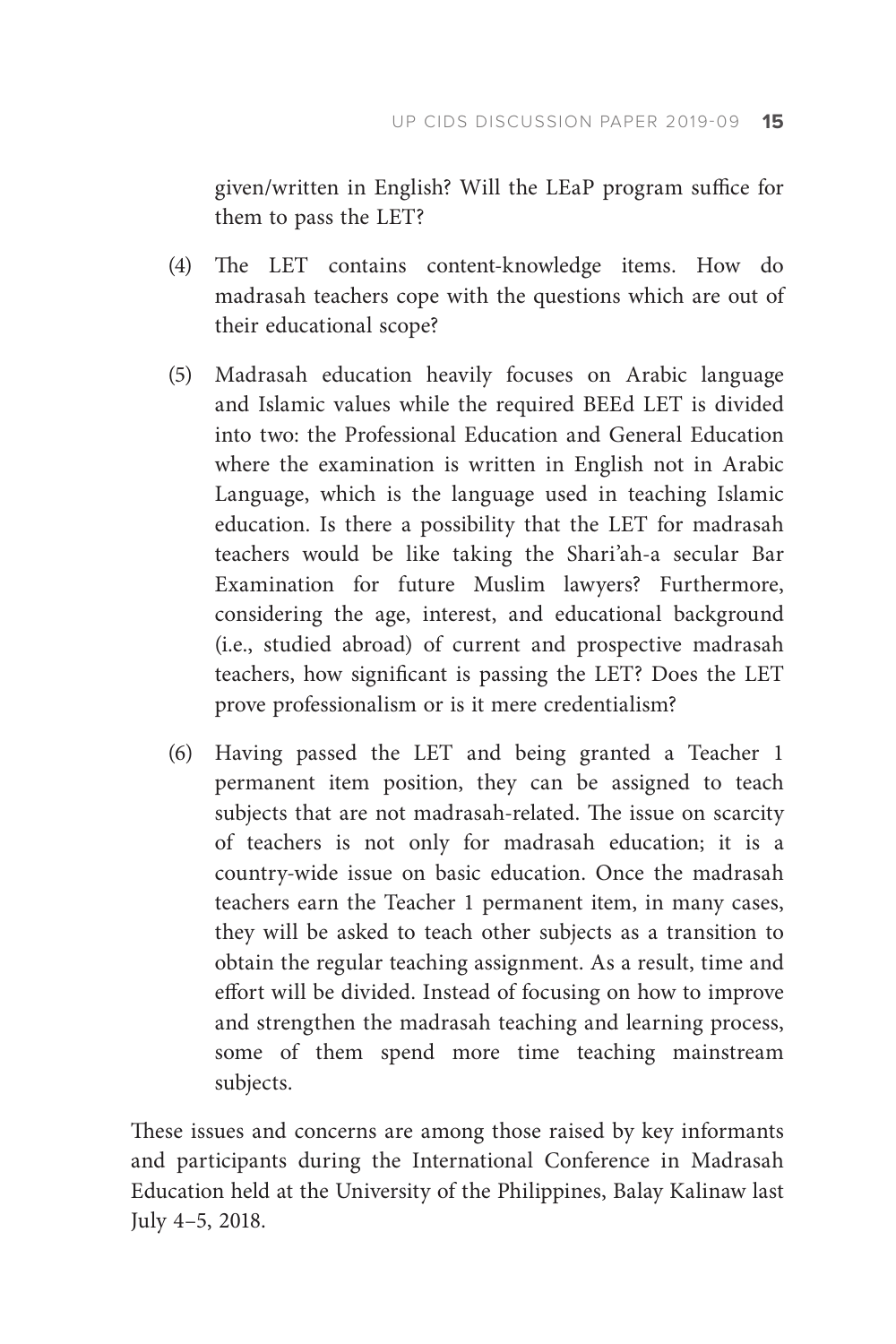given/written in English? Will the LEaP program suffice for them to pass the LET?

(4) The LET contains content-knowledge items. How do madrasah teachers cope with the questions which are out of their educational scope?

(5) Madrasah education heavily focuses on Arabic language and Islamic values while the required BEEd LET is divided into two: the Professional Education and General Education where the examination is written in English not in Arabic Language, which is the language used in teaching Islamic education. Is there a possibility that the LET for madrasah teachers would be like taking the Shari'ah-a secular Bar Examination for future Muslim lawyers? Furthermore, considering the age, interest, and educational background (i.e., studied abroad) of current and prospective madrasah teachers, how significant is passing the LET? Does the LET prove professionalism or is it mere credentialism?

(6) Having passed the LET and being granted a Teacher 1 permanent item position, they can be assigned to teach subjects that are not madrasah-related. The issue on scarcity of teachers is not only for madrasah education; it is a country-wide issue on basic education. Once the madrasah teachers earn the Teacher 1 permanent item, in many cases, they will be asked to teach other subjects as a transition to obtain the regular teaching assignment. As a result, time and effort will be divided. Instead of focusing on how to improve and strengthen the madrasah teaching and learning process, some of them spend more time teaching mainstream subjects.

These issues and concerns are among those raised by key informants and participants during the International Conference in Madrasah Education held at the University of the Philippines, Balay Kalinaw last July 4–5, 2018.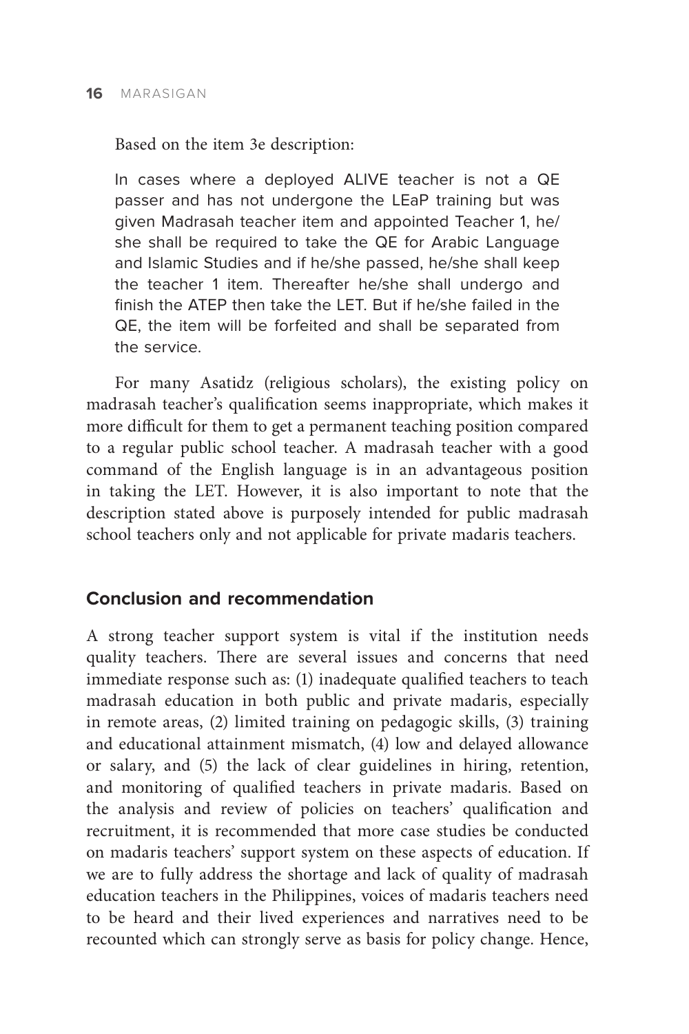Based on the item 3e description:

> In cases where a deployed ALIVE teacher is not a QE passer and has not undergone the LEaP training but was given Madrasah teacher item and appointed Teacher 1, he/she shall be required to take the QE for Arabic Language and Islamic Studies and if he/she passed, he/she shall keep the teacher 1 item. Thereafter he/she shall undergo and finish the ATEP then take the LET. But if he/she failed in the QE, the item will be forfeited and shall be separated from the service.

For many Asatidz (religious scholars), the existing policy on madrasah teacher's qualification seems inappropriate, which makes it more difficult for them to get a permanent teaching position compared to a regular public school teacher. A madrasah teacher with a good command of the English language is in an advantageous position in taking the LET. However, it is also important to note that the description stated above is purposely intended for public madrasah school teachers only and not applicable for private madaris teachers.

## Conclusion and recommendation

A strong teacher support system is vital if the institution needs quality teachers. There are several issues and concerns that need immediate response such as: (1) inadequate qualified teachers to teach madrasah education in both public and private madaris, especially in remote areas, (2) limited training on pedagogic skills, (3) training and educational attainment mismatch, (4) low and delayed allowance or salary, and (5) the lack of clear guidelines in hiring, retention, and monitoring of qualified teachers in private madaris. Based on the analysis and review of policies on teachers' qualification and recruitment, it is recommended that more case studies be conducted on madaris teachers' support system on these aspects of education. If we are to fully address the shortage and lack of quality of madrasah education teachers in the Philippines, voices of madaris teachers need to be heard and their lived experiences and narratives need to be recounted which can strongly serve as basis for policy change. Hence,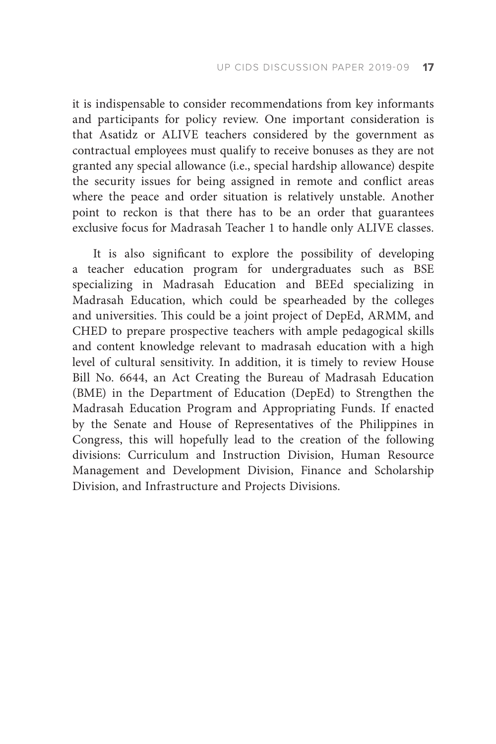it is indispensable to consider recommendations from key informants and participants for policy review. One important consideration is that Asatidz or ALIVE teachers considered by the government as contractual employees must qualify to receive bonuses as they are not granted any special allowance (i.e., special hardship allowance) despite the security issues for being assigned in remote and conflict areas where the peace and order situation is relatively unstable. Another point to reckon is that there has to be an order that guarantees exclusive focus for Madrasah Teacher 1 to handle only ALIVE classes.

It is also significant to explore the possibility of developing a teacher education program for undergraduates such as BSE specializing in Madrasah Education and BEEd specializing in Madrasah Education, which could be spearheaded by the colleges and universities. This could be a joint project of DepEd, ARMM, and CHED to prepare prospective teachers with ample pedagogical skills and content knowledge relevant to madrasah education with a high level of cultural sensitivity. In addition, it is timely to review House Bill No. 6644, an Act Creating the Bureau of Madrasah Education (BME) in the Department of Education (DepEd) to Strengthen the Madrasah Education Program and Appropriating Funds. If enacted by the Senate and House of Representatives of the Philippines in Congress, this will hopefully lead to the creation of the following divisions: Curriculum and Instruction Division, Human Resource Management and Development Division, Finance and Scholarship Division, and Infrastructure and Projects Divisions.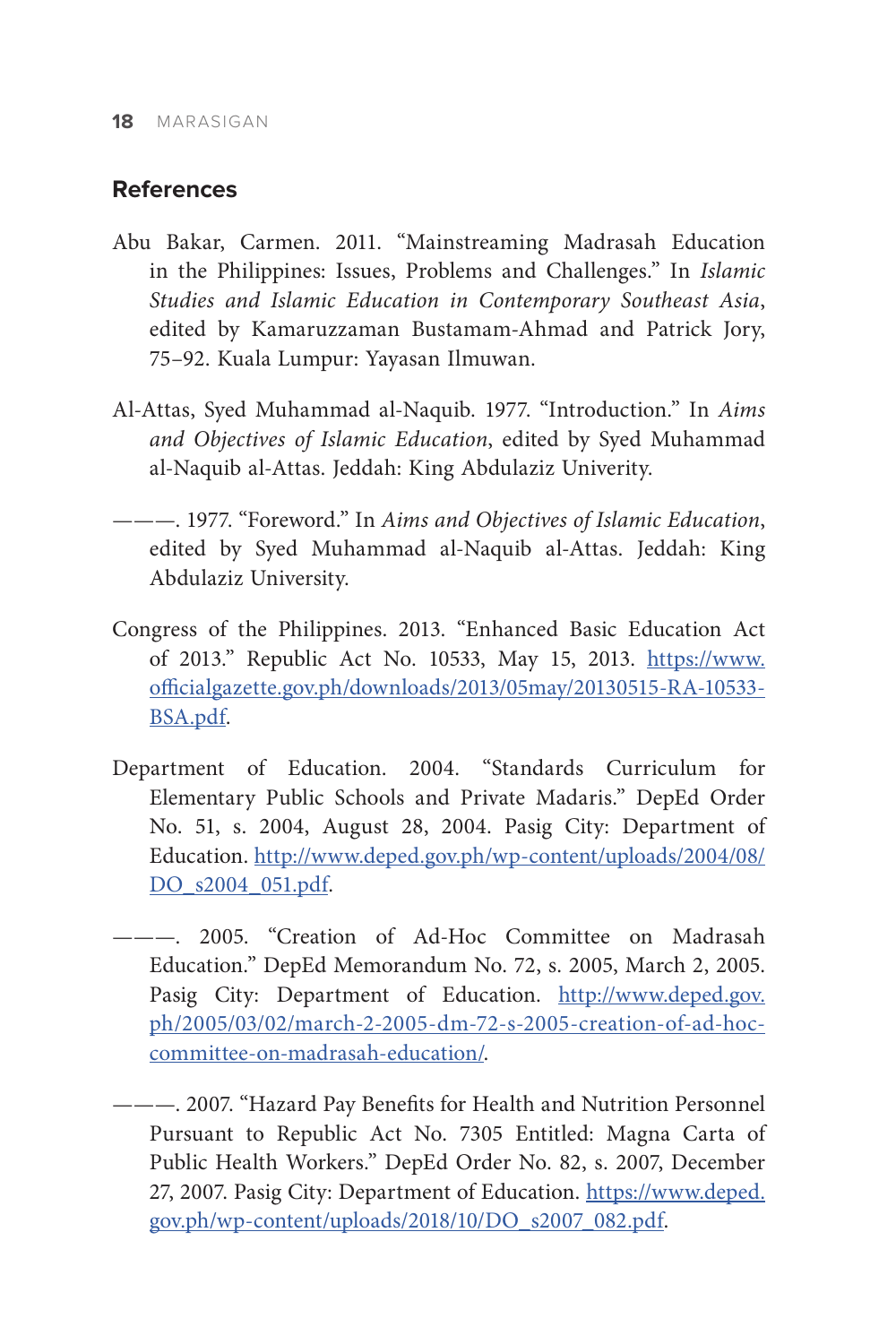## References

Abu Bakar, Carmen. 2011. "Mainstreaming Madrasah Education in the Philippines: Issues, Problems and Challenges." In *Islamic Studies and Islamic Education in Contemporary Southeast Asia*, edited by Kamaruzzaman Bustamam-Ahmad and Patrick Jory, 75–92. Kuala Lumpur: Yayasan Ilmuwan.

Al-Attas, Syed Muhammad al-Naquib. 1977. "Introduction." In *Aims and Objectives of Islamic Education*, edited by Syed Muhammad al-Naquib al-Attas. Jeddah: King Abdulaziz Univerity.

———. 1977. "Foreword." In *Aims and Objectives of Islamic Education*, edited by Syed Muhammad al-Naquib al-Attas. Jeddah: King Abdulaziz University.

Congress of the Philippines. 2013. "Enhanced Basic Education Act of 2013." Republic Act No. 10533, May 15, 2013. https://www.officialgazette.gov.ph/downloads/2013/05may/20130515-RA-10533-BSA.pdf.

Department of Education. 2004. "Standards Curriculum for Elementary Public Schools and Private Madaris." DepEd Order No. 51, s. 2004, August 28, 2004. Pasig City: Department of Education. http://www.deped.gov.ph/wp-content/uploads/2004/08/DO_s2004_051.pdf.

———. 2005. "Creation of Ad-Hoc Committee on Madrasah Education." DepEd Memorandum No. 72, s. 2005, March 2, 2005. Pasig City: Department of Education. http://www.deped.gov.ph/2005/03/02/march-2-2005-dm-72-s-2005-creation-of-ad-hoc-committee-on-madrasah-education/.

———. 2007. "Hazard Pay Benefits for Health and Nutrition Personnel Pursuant to Republic Act No. 7305 Entitled: Magna Carta of Public Health Workers." DepEd Order No. 82, s. 2007, December 27, 2007. Pasig City: Department of Education. https://www.deped.gov.ph/wp-content/uploads/2018/10/DO_s2007_082.pdf.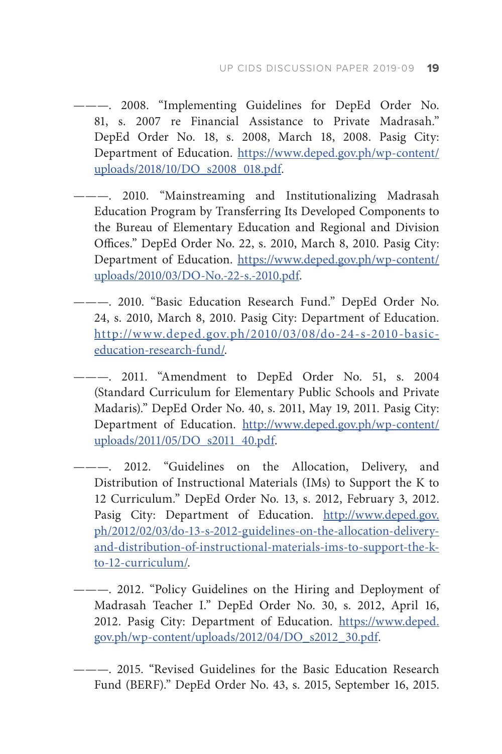———. 2008. "Implementing Guidelines for DepEd Order No. 81, s. 2007 re Financial Assistance to Private Madrasah." DepEd Order No. 18, s. 2008, March 18, 2008. Pasig City: Department of Education. https://www.deped.gov.ph/wp-content/uploads/2018/10/DO_s2008_018.pdf.

———. 2010. "Mainstreaming and Institutionalizing Madrasah Education Program by Transferring Its Developed Components to the Bureau of Elementary Education and Regional and Division Offices." DepEd Order No. 22, s. 2010, March 8, 2010. Pasig City: Department of Education. https://www.deped.gov.ph/wp-content/uploads/2010/03/DO-No.-22-s.-2010.pdf.

———. 2010. "Basic Education Research Fund." DepEd Order No. 24, s. 2010, March 8, 2010. Pasig City: Department of Education. http://www.deped.gov.ph/2010/03/08/do-24-s-2010-basic-education-research-fund/.

———. 2011. "Amendment to DepEd Order No. 51, s. 2004 (Standard Curriculum for Elementary Public Schools and Private Madaris)." DepEd Order No. 40, s. 2011, May 19, 2011. Pasig City: Department of Education. http://www.deped.gov.ph/wp-content/uploads/2011/05/DO_s2011_40.pdf.

———. 2012. "Guidelines on the Allocation, Delivery, and Distribution of Instructional Materials (IMs) to Support the K to 12 Curriculum." DepEd Order No. 13, s. 2012, February 3, 2012. Pasig City: Department of Education. http://www.deped.gov.ph/2012/02/03/do-13-s-2012-guidelines-on-the-allocation-delivery-and-distribution-of-instructional-materials-ims-to-support-the-k-to-12-curriculum/.

———. 2012. "Policy Guidelines on the Hiring and Deployment of Madrasah Teacher I." DepEd Order No. 30, s. 2012, April 16, 2012. Pasig City: Department of Education. https://www.deped.gov.ph/wp-content/uploads/2012/04/DO_s2012_30.pdf.

———. 2015. "Revised Guidelines for the Basic Education Research Fund (BERF)." DepEd Order No. 43, s. 2015, September 16, 2015.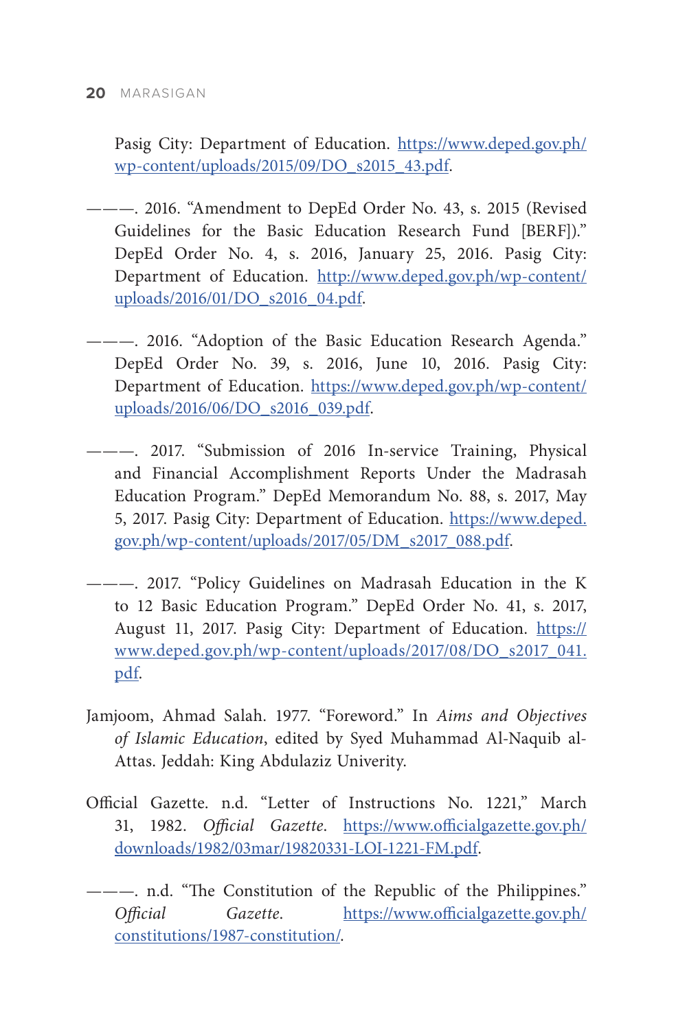Pasig City: Department of Education. https://www.deped.gov.ph/wp-content/uploads/2015/09/DO_s2015_43.pdf.

———. 2016. "Amendment to DepEd Order No. 43, s. 2015 (Revised Guidelines for the Basic Education Research Fund [BERF])." DepEd Order No. 4, s. 2016, January 25, 2016. Pasig City: Department of Education. http://www.deped.gov.ph/wp-content/uploads/2016/01/DO_s2016_04.pdf.

———. 2016. "Adoption of the Basic Education Research Agenda." DepEd Order No. 39, s. 2016, June 10, 2016. Pasig City: Department of Education. https://www.deped.gov.ph/wp-content/uploads/2016/06/DO_s2016_039.pdf.

———. 2017. "Submission of 2016 In-service Training, Physical and Financial Accomplishment Reports Under the Madrasah Education Program." DepEd Memorandum No. 88, s. 2017, May 5, 2017. Pasig City: Department of Education. https://www.deped.gov.ph/wp-content/uploads/2017/05/DM_s2017_088.pdf.

———. 2017. "Policy Guidelines on Madrasah Education in the K to 12 Basic Education Program." DepEd Order No. 41, s. 2017, August 11, 2017. Pasig City: Department of Education. https://www.deped.gov.ph/wp-content/uploads/2017/08/DO_s2017_041.pdf.

Jamjoom, Ahmad Salah. 1977. "Foreword." In *Aims and Objectives of Islamic Education*, edited by Syed Muhammad Al-Naquib al-Attas. Jeddah: King Abdulaziz Univerity.

Official Gazette. n.d. "Letter of Instructions No. 1221," March 31, 1982. *Official Gazette*. https://www.officialgazette.gov.ph/downloads/1982/03mar/19820331-LOI-1221-FM.pdf.

———. n.d. "The Constitution of the Republic of the Philippines." *Official Gazette*. https://www.officialgazette.gov.ph/constitutions/1987-constitution/.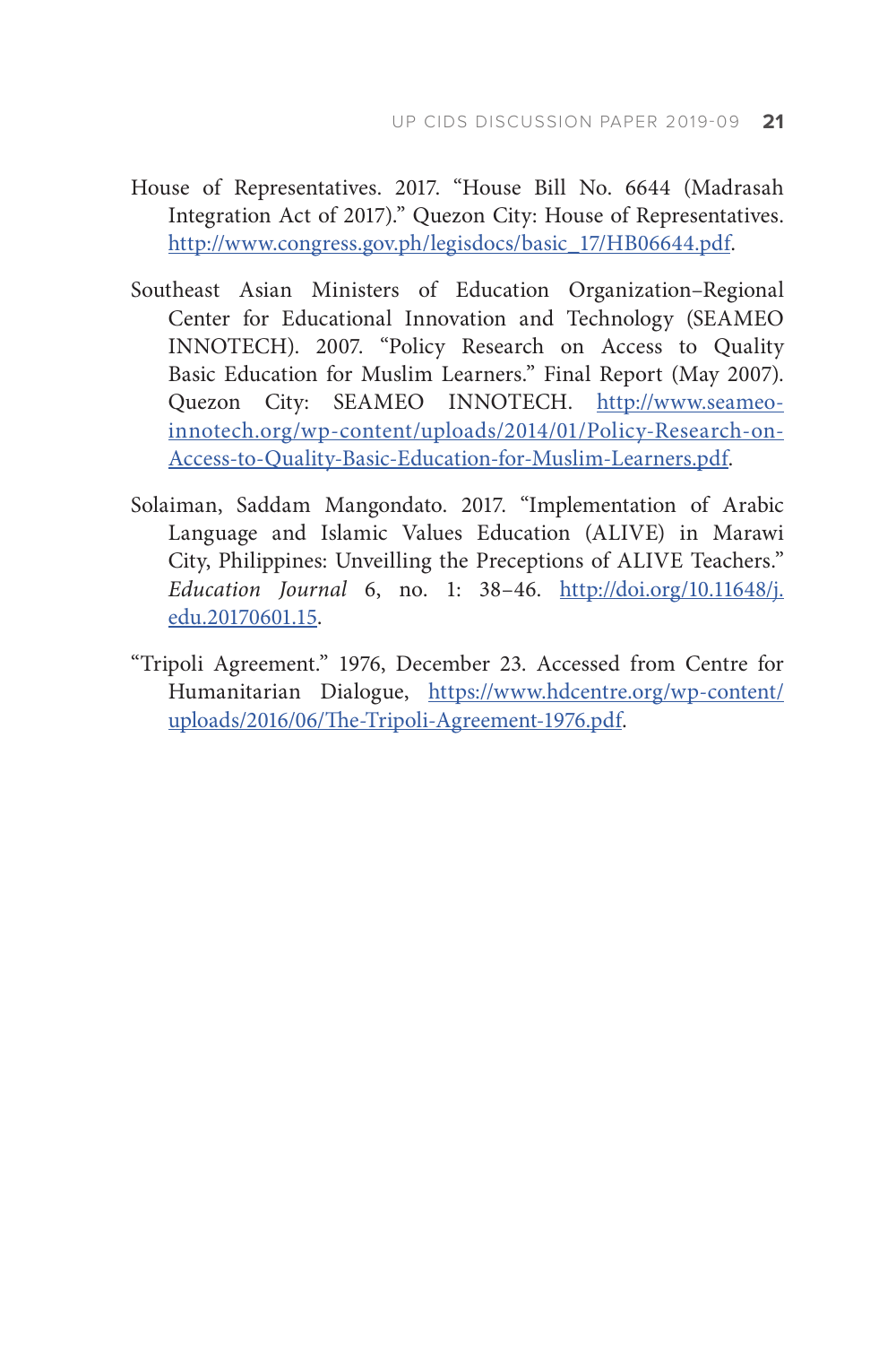House of Representatives. 2017. "House Bill No. 6644 (Madrasah Integration Act of 2017)." Quezon City: House of Representatives. http://www.congress.gov.ph/legisdocs/basic_17/HB06644.pdf.

Southeast Asian Ministers of Education Organization–Regional Center for Educational Innovation and Technology (SEAMEO INNOTECH). 2007. "Policy Research on Access to Quality Basic Education for Muslim Learners." Final Report (May 2007). Quezon City: SEAMEO INNOTECH. http://www.seameo-innotech.org/wp-content/uploads/2014/01/Policy-Research-on-Access-to-Quality-Basic-Education-for-Muslim-Learners.pdf.

Solaiman, Saddam Mangondato. 2017. "Implementation of Arabic Language and Islamic Values Education (ALIVE) in Marawi City, Philippines: Unveilling the Preceptions of ALIVE Teachers." *Education Journal* 6, no. 1: 38–46. http://doi.org/10.11648/j.edu.20170601.15.

"Tripoli Agreement." 1976, December 23. Accessed from Centre for Humanitarian Dialogue, https://www.hdcentre.org/wp-content/uploads/2016/06/The-Tripoli-Agreement-1976.pdf.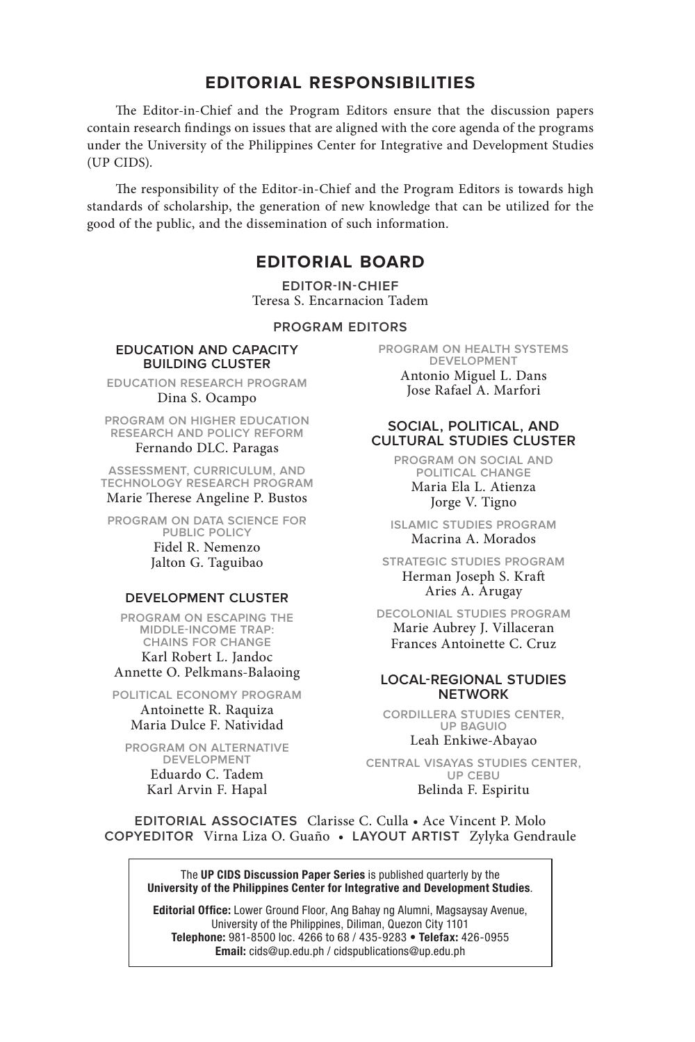## EDITORIAL RESPONSIBILITIES

The Editor-in-Chief and the Program Editors ensure that the discussion papers contain research findings on issues that are aligned with the core agenda of the programs under the University of the Philippines Center for Integrative and Development Studies (UP CIDS).

The responsibility of the Editor-in-Chief and the Program Editors is towards high standards of scholarship, the generation of new knowledge that can be utilized for the good of the public, and the dissemination of such information.

## EDITORIAL BOARD

**EDITOR-IN-CHIEF**
Teresa S. Encarnacion Tadem

**PROGRAM EDITORS**

### EDUCATION AND CAPACITY BUILDING CLUSTER

EDUCATION RESEARCH PROGRAM
Dina S. Ocampo

PROGRAM ON HIGHER EDUCATION RESEARCH AND POLICY REFORM
Fernando DLC. Paragas

ASSESSMENT, CURRICULUM, AND TECHNOLOGY RESEARCH PROGRAM
Marie Therese Angeline P. Bustos

PROGRAM ON DATA SCIENCE FOR PUBLIC POLICY
Fidel R. Nemenzo
Jalton G. Taguibao

### DEVELOPMENT CLUSTER

PROGRAM ON ESCAPING THE MIDDLE-INCOME TRAP: CHAINS FOR CHANGE
Karl Robert L. Jandoc
Annette O. Pelkmans-Balaoing

POLITICAL ECONOMY PROGRAM
Antoinette R. Raquiza
Maria Dulce F. Natividad

PROGRAM ON ALTERNATIVE DEVELOPMENT
Eduardo C. Tadem
Karl Arvin F. Hapal

PROGRAM ON HEALTH SYSTEMS DEVELOPMENT
Antonio Miguel L. Dans
Jose Rafael A. Marfori

### SOCIAL, POLITICAL, AND CULTURAL STUDIES CLUSTER

PROGRAM ON SOCIAL AND POLITICAL CHANGE
Maria Ela L. Atienza
Jorge V. Tigno

ISLAMIC STUDIES PROGRAM
Macrina A. Morados

STRATEGIC STUDIES PROGRAM
Herman Joseph S. Kraft
Aries A. Arugay

DECOLONIAL STUDIES PROGRAM
Marie Aubrey J. Villaceran
Frances Antoinette C. Cruz

### LOCAL-REGIONAL STUDIES NETWORK

CORDILLERA STUDIES CENTER, UP BAGUIO
Leah Enkiwe-Abayao

CENTRAL VISAYAS STUDIES CENTER, UP CEBU
Belinda F. Espiritu

**EDITORIAL ASSOCIATES** Clarisse C. Culla • Ace Vincent P. Molo
**COPYEDITOR** Virna Liza O. Guaño • **LAYOUT ARTIST** Zylyka Gendraule

The **UP CIDS Discussion Paper Series** is published quarterly by the **University of the Philippines Center for Integrative and Development Studies**.

**Editorial Office:** Lower Ground Floor, Ang Bahay ng Alumni, Magsaysay Avenue, University of the Philippines, Diliman, Quezon City 1101
**Telephone:** 981-8500 loc. 4266 to 68 / 435-9283 • **Telefax:** 426-0955
**Email:** cids@up.edu.ph / cidspublications@up.edu.ph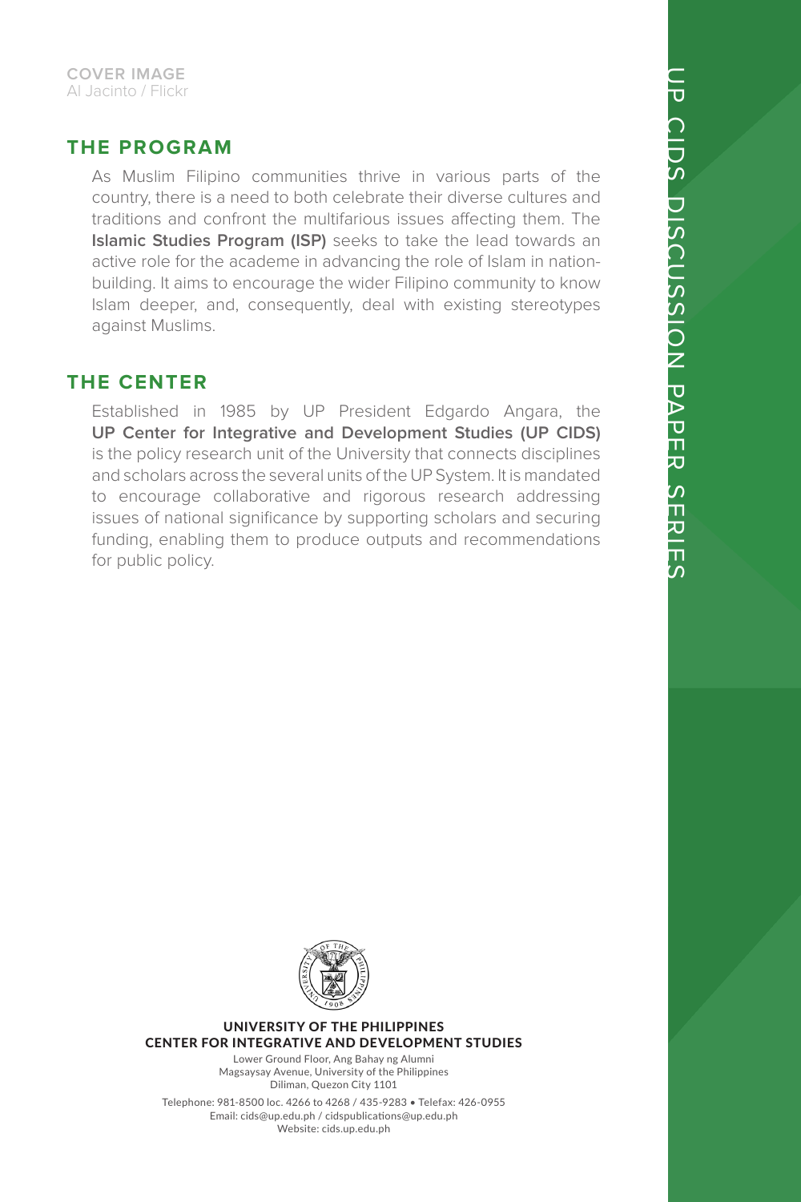**COVER IMAGE**
Al Jacinto / Flickr

## THE PROGRAM

As Muslim Filipino communities thrive in various parts of the country, there is a need to both celebrate their diverse cultures and traditions and confront the multifarious issues affecting them. The **Islamic Studies Program (ISP)** seeks to take the lead towards an active role for the academe in advancing the role of Islam in nation-building. It aims to encourage the wider Filipino community to know Islam deeper, and, consequently, deal with existing stereotypes against Muslims.

## THE CENTER

Established in 1985 by UP President Edgardo Angara, the **UP Center for Integrative and Development Studies (UP CIDS)** is the policy research unit of the University that connects disciplines and scholars across the several units of the UP System. It is mandated to encourage collaborative and rigorous research addressing issues of national significance by supporting scholars and securing funding, enabling them to produce outputs and recommendations for public policy.

UP CIDS DISCUSSION PAPER SERIES

**UNIVERSITY OF THE PHILIPPINES**
**CENTER FOR INTEGRATIVE AND DEVELOPMENT STUDIES**

Lower Ground Floor, Ang Bahay ng Alumni
Magsaysay Avenue, University of the Philippines
Diliman, Quezon City 1101

Telephone: 981-8500 loc. 4266 to 4268 / 435-9283 • Telefax: 426-0955
Email: cids@up.edu.ph / cidspublications@up.edu.ph
Website: cids.up.edu.ph